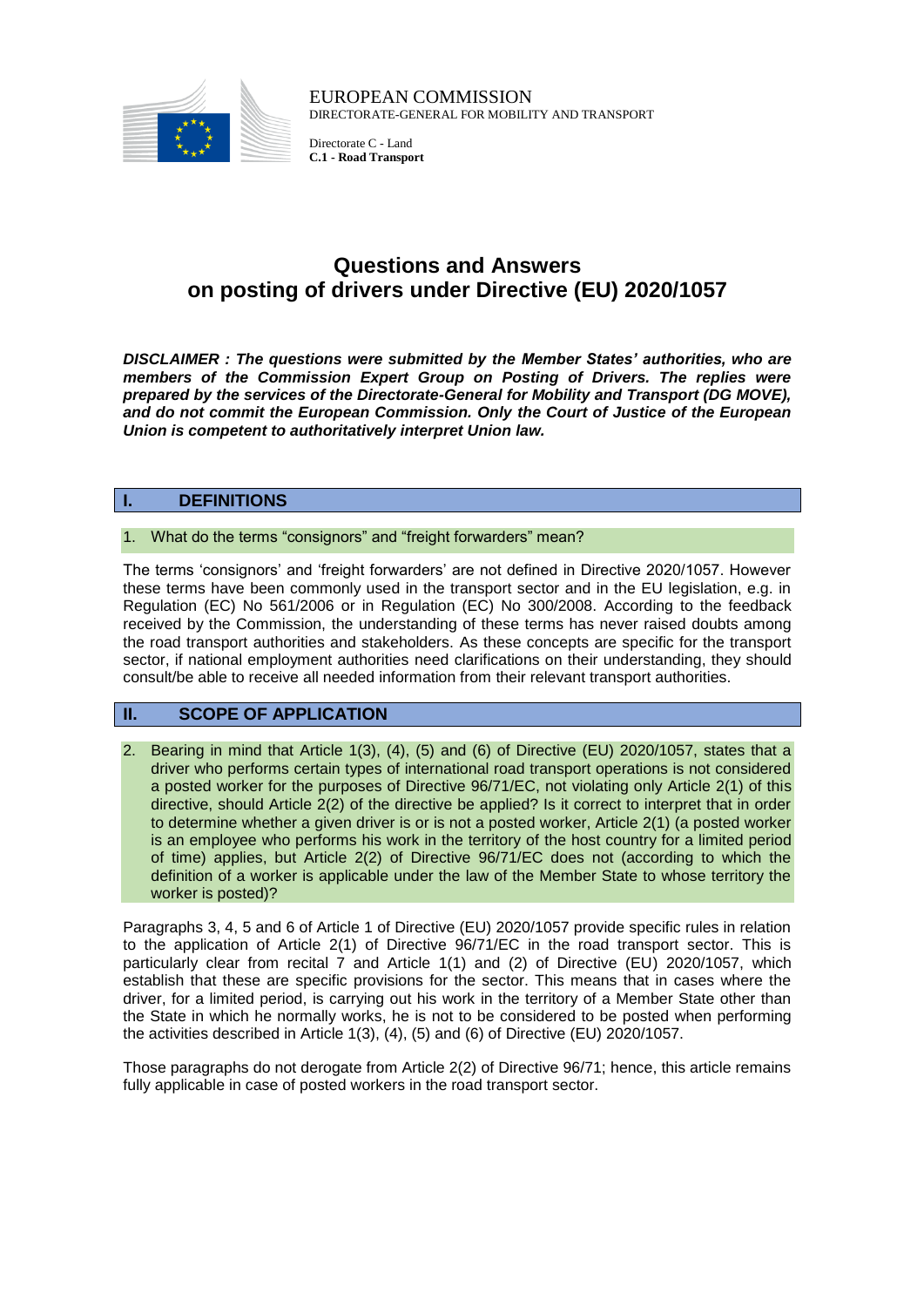EUROPEAN COMMISSION
DIRECTORATE-GENERAL FOR MOBILITY AND TRANSPORT

Directorate C - Land
**C.1 - Road Transport**

# Questions and Answers on posting of drivers under Directive (EU) 2020/1057

***DISCLAIMER : The questions were submitted by the Member States' authorities, who are members of the Commission Expert Group on Posting of Drivers. The replies were prepared by the services of the Directorate-General for Mobility and Transport (DG MOVE), and do not commit the European Commission. Only the Court of Justice of the European Union is competent to authoritatively interpret Union law.***

## I. DEFINITIONS

### 1. What do the terms "consignors" and "freight forwarders" mean?

The terms 'consignors' and 'freight forwarders' are not defined in Directive 2020/1057. However these terms have been commonly used in the transport sector and in the EU legislation, e.g. in Regulation (EC) No 561/2006 or in Regulation (EC) No 300/2008. According to the feedback received by the Commission, the understanding of these terms has never raised doubts among the road transport authorities and stakeholders. As these concepts are specific for the transport sector, if national employment authorities need clarifications on their understanding, they should consult/be able to receive all needed information from their relevant transport authorities.

## II. SCOPE OF APPLICATION

### 2. Bearing in mind that Article 1(3), (4), (5) and (6) of Directive (EU) 2020/1057, states that a driver who performs certain types of international road transport operations is not considered a posted worker for the purposes of Directive 96/71/EC, not violating only Article 2(1) of this directive, should Article 2(2) of the directive be applied? Is it correct to interpret that in order to determine whether a given driver is or is not a posted worker, Article 2(1) (a posted worker is an employee who performs his work in the territory of the host country for a limited period of time) applies, but Article 2(2) of Directive 96/71/EC does not (according to which the definition of a worker is applicable under the law of the Member State to whose territory the worker is posted)?

Paragraphs 3, 4, 5 and 6 of Article 1 of Directive (EU) 2020/1057 provide specific rules in relation to the application of Article 2(1) of Directive 96/71/EC in the road transport sector. This is particularly clear from recital 7 and Article 1(1) and (2) of Directive (EU) 2020/1057, which establish that these are specific provisions for the sector. This means that in cases where the driver, for a limited period, is carrying out his work in the territory of a Member State other than the State in which he normally works, he is not to be considered to be posted when performing the activities described in Article 1(3), (4), (5) and (6) of Directive (EU) 2020/1057.

Those paragraphs do not derogate from Article 2(2) of Directive 96/71; hence, this article remains fully applicable in case of posted workers in the road transport sector.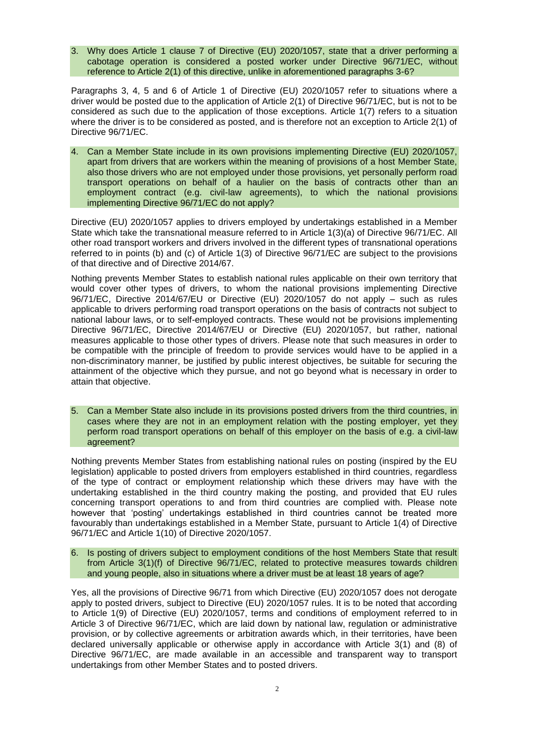3. Why does Article 1 clause 7 of Directive (EU) 2020/1057, state that a driver performing a cabotage operation is considered a posted worker under Directive 96/71/EC, without reference to Article 2(1) of this directive, unlike in aforementioned paragraphs 3-6?

Paragraphs 3, 4, 5 and 6 of Article 1 of Directive (EU) 2020/1057 refer to situations where a driver would be posted due to the application of Article 2(1) of Directive 96/71/EC, but is not to be considered as such due to the application of those exceptions. Article 1(7) refers to a situation where the driver is to be considered as posted, and is therefore not an exception to Article 2(1) of Directive 96/71/EC.

4. Can a Member State include in its own provisions implementing Directive (EU) 2020/1057, apart from drivers that are workers within the meaning of provisions of a host Member State, also those drivers who are not employed under those provisions, yet personally perform road transport operations on behalf of a haulier on the basis of contracts other than an employment contract (e.g. civil-law agreements), to which the national provisions implementing Directive 96/71/EC do not apply?

Directive (EU) 2020/1057 applies to drivers employed by undertakings established in a Member State which take the transnational measure referred to in Article 1(3)(a) of Directive 96/71/EC. All other road transport workers and drivers involved in the different types of transnational operations referred to in points (b) and (c) of Article 1(3) of Directive 96/71/EC are subject to the provisions of that directive and of Directive 2014/67.

Nothing prevents Member States to establish national rules applicable on their own territory that would cover other types of drivers, to whom the national provisions implementing Directive 96/71/EC, Directive 2014/67/EU or Directive (EU) 2020/1057 do not apply – such as rules applicable to drivers performing road transport operations on the basis of contracts not subject to national labour laws, or to self-employed contracts. These would not be provisions implementing Directive 96/71/EC, Directive 2014/67/EU or Directive (EU) 2020/1057, but rather, national measures applicable to those other types of drivers. Please note that such measures in order to be compatible with the principle of freedom to provide services would have to be applied in a non-discriminatory manner, be justified by public interest objectives, be suitable for securing the attainment of the objective which they pursue, and not go beyond what is necessary in order to attain that objective.

5. Can a Member State also include in its provisions posted drivers from the third countries, in cases where they are not in an employment relation with the posting employer, yet they perform road transport operations on behalf of this employer on the basis of e.g. a civil-law agreement?

Nothing prevents Member States from establishing national rules on posting (inspired by the EU legislation) applicable to posted drivers from employers established in third countries, regardless of the type of contract or employment relationship which these drivers may have with the undertaking established in the third country making the posting, and provided that EU rules concerning transport operations to and from third countries are complied with. Please note however that 'posting' undertakings established in third countries cannot be treated more favourably than undertakings established in a Member State, pursuant to Article 1(4) of Directive 96/71/EC and Article 1(10) of Directive 2020/1057.

6. Is posting of drivers subject to employment conditions of the host Members State that result from Article 3(1)(f) of Directive 96/71/EC, related to protective measures towards children and young people, also in situations where a driver must be at least 18 years of age?

Yes, all the provisions of Directive 96/71 from which Directive (EU) 2020/1057 does not derogate apply to posted drivers, subject to Directive (EU) 2020/1057 rules. It is to be noted that according to Article 1(9) of Directive (EU) 2020/1057, terms and conditions of employment referred to in Article 3 of Directive 96/71/EC, which are laid down by national law, regulation or administrative provision, or by collective agreements or arbitration awards which, in their territories, have been declared universally applicable or otherwise apply in accordance with Article 3(1) and (8) of Directive 96/71/EC, are made available in an accessible and transparent way to transport undertakings from other Member States and to posted drivers.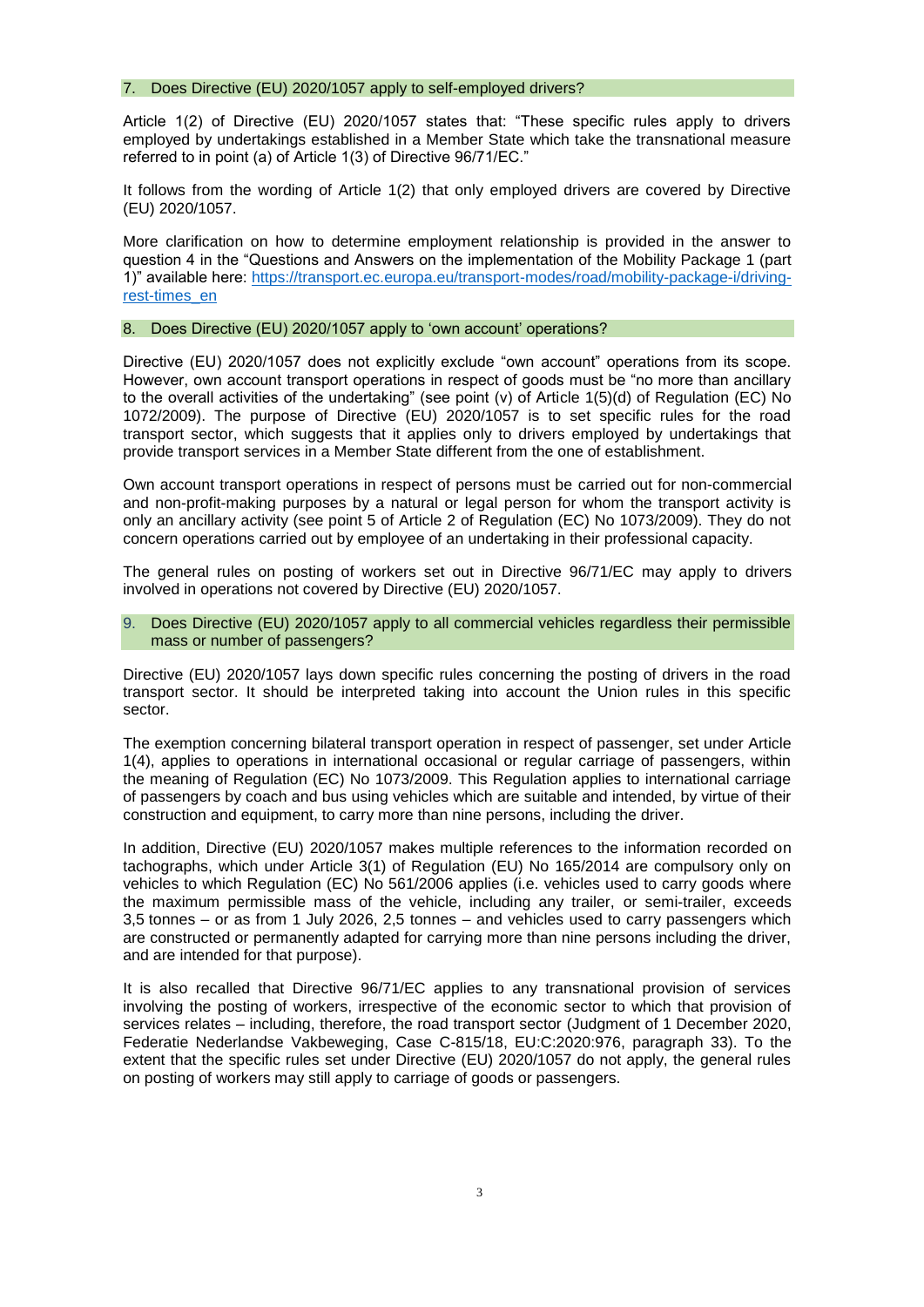### 7. Does Directive (EU) 2020/1057 apply to self-employed drivers?

Article 1(2) of Directive (EU) 2020/1057 states that: "These specific rules apply to drivers employed by undertakings established in a Member State which take the transnational measure referred to in point (a) of Article 1(3) of Directive 96/71/EC."

It follows from the wording of Article 1(2) that only employed drivers are covered by Directive (EU) 2020/1057.

More clarification on how to determine employment relationship is provided in the answer to question 4 in the "Questions and Answers on the implementation of the Mobility Package 1 (part 1)" available here: [https://transport.ec.europa.eu/transport-modes/road/mobility-package-i/driving-rest-times_en](https://transport.ec.europa.eu/transport-modes/road/mobility-package-i/driving-rest-times_en)

### 8. Does Directive (EU) 2020/1057 apply to 'own account' operations?

Directive (EU) 2020/1057 does not explicitly exclude "own account" operations from its scope. However, own account transport operations in respect of goods must be "no more than ancillary to the overall activities of the undertaking" (see point (v) of Article 1(5)(d) of Regulation (EC) No 1072/2009). The purpose of Directive (EU) 2020/1057 is to set specific rules for the road transport sector, which suggests that it applies only to drivers employed by undertakings that provide transport services in a Member State different from the one of establishment.

Own account transport operations in respect of persons must be carried out for non-commercial and non-profit-making purposes by a natural or legal person for whom the transport activity is only an ancillary activity (see point 5 of Article 2 of Regulation (EC) No 1073/2009). They do not concern operations carried out by employee of an undertaking in their professional capacity.

The general rules on posting of workers set out in Directive 96/71/EC may apply to drivers involved in operations not covered by Directive (EU) 2020/1057.

### 9. Does Directive (EU) 2020/1057 apply to all commercial vehicles regardless their permissible mass or number of passengers?

Directive (EU) 2020/1057 lays down specific rules concerning the posting of drivers in the road transport sector. It should be interpreted taking into account the Union rules in this specific sector.

The exemption concerning bilateral transport operation in respect of passenger, set under Article 1(4), applies to operations in international occasional or regular carriage of passengers, within the meaning of Regulation (EC) No 1073/2009. This Regulation applies to international carriage of passengers by coach and bus using vehicles which are suitable and intended, by virtue of their construction and equipment, to carry more than nine persons, including the driver.

In addition, Directive (EU) 2020/1057 makes multiple references to the information recorded on tachographs, which under Article 3(1) of Regulation (EU) No 165/2014 are compulsory only on vehicles to which Regulation (EC) No 561/2006 applies (i.e. vehicles used to carry goods where the maximum permissible mass of the vehicle, including any trailer, or semi-trailer, exceeds 3,5 tonnes – or as from 1 July 2026, 2,5 tonnes – and vehicles used to carry passengers which are constructed or permanently adapted for carrying more than nine persons including the driver, and are intended for that purpose).

It is also recalled that Directive 96/71/EC applies to any transnational provision of services involving the posting of workers, irrespective of the economic sector to which that provision of services relates – including, therefore, the road transport sector (Judgment of 1 December 2020, Federatie Nederlandse Vakbeweging, Case C-815/18, EU:C:2020:976, paragraph 33). To the extent that the specific rules set under Directive (EU) 2020/1057 do not apply, the general rules on posting of workers may still apply to carriage of goods or passengers.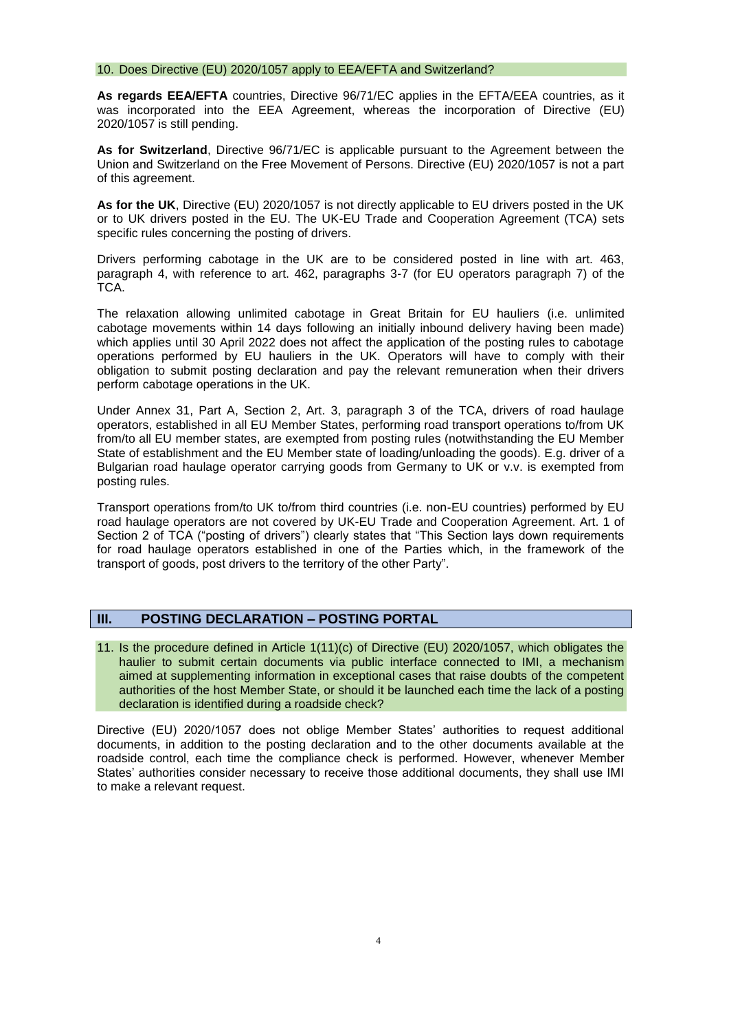10. Does Directive (EU) 2020/1057 apply to EEA/EFTA and Switzerland?

**As regards EEA/EFTA** countries, Directive 96/71/EC applies in the EFTA/EEA countries, as it was incorporated into the EEA Agreement, whereas the incorporation of Directive (EU) 2020/1057 is still pending.

**As for Switzerland**, Directive 96/71/EC is applicable pursuant to the Agreement between the Union and Switzerland on the Free Movement of Persons. Directive (EU) 2020/1057 is not a part of this agreement.

**As for the UK**, Directive (EU) 2020/1057 is not directly applicable to EU drivers posted in the UK or to UK drivers posted in the EU. The UK-EU Trade and Cooperation Agreement (TCA) sets specific rules concerning the posting of drivers.

Drivers performing cabotage in the UK are to be considered posted in line with art. 463, paragraph 4, with reference to art. 462, paragraphs 3-7 (for EU operators paragraph 7) of the TCA.

The relaxation allowing unlimited cabotage in Great Britain for EU hauliers (i.e. unlimited cabotage movements within 14 days following an initially inbound delivery having been made) which applies until 30 April 2022 does not affect the application of the posting rules to cabotage operations performed by EU hauliers in the UK. Operators will have to comply with their obligation to submit posting declaration and pay the relevant remuneration when their drivers perform cabotage operations in the UK.

Under Annex 31, Part A, Section 2, Art. 3, paragraph 3 of the TCA, drivers of road haulage operators, established in all EU Member States, performing road transport operations to/from UK from/to all EU member states, are exempted from posting rules (notwithstanding the EU Member State of establishment and the EU Member state of loading/unloading the goods). E.g. driver of a Bulgarian road haulage operator carrying goods from Germany to UK or v.v. is exempted from posting rules.

Transport operations from/to UK to/from third countries (i.e. non-EU countries) performed by EU road haulage operators are not covered by UK-EU Trade and Cooperation Agreement. Art. 1 of Section 2 of TCA ("posting of drivers") clearly states that "This Section lays down requirements for road haulage operators established in one of the Parties which, in the framework of the transport of goods, post drivers to the territory of the other Party".

## III. POSTING DECLARATION – POSTING PORTAL

11. Is the procedure defined in Article 1(11)(c) of Directive (EU) 2020/1057, which obligates the haulier to submit certain documents via public interface connected to IMI, a mechanism aimed at supplementing information in exceptional cases that raise doubts of the competent authorities of the host Member State, or should it be launched each time the lack of a posting declaration is identified during a roadside check?

Directive (EU) 2020/1057 does not oblige Member States' authorities to request additional documents, in addition to the posting declaration and to the other documents available at the roadside control, each time the compliance check is performed. However, whenever Member States' authorities consider necessary to receive those additional documents, they shall use IMI to make a relevant request.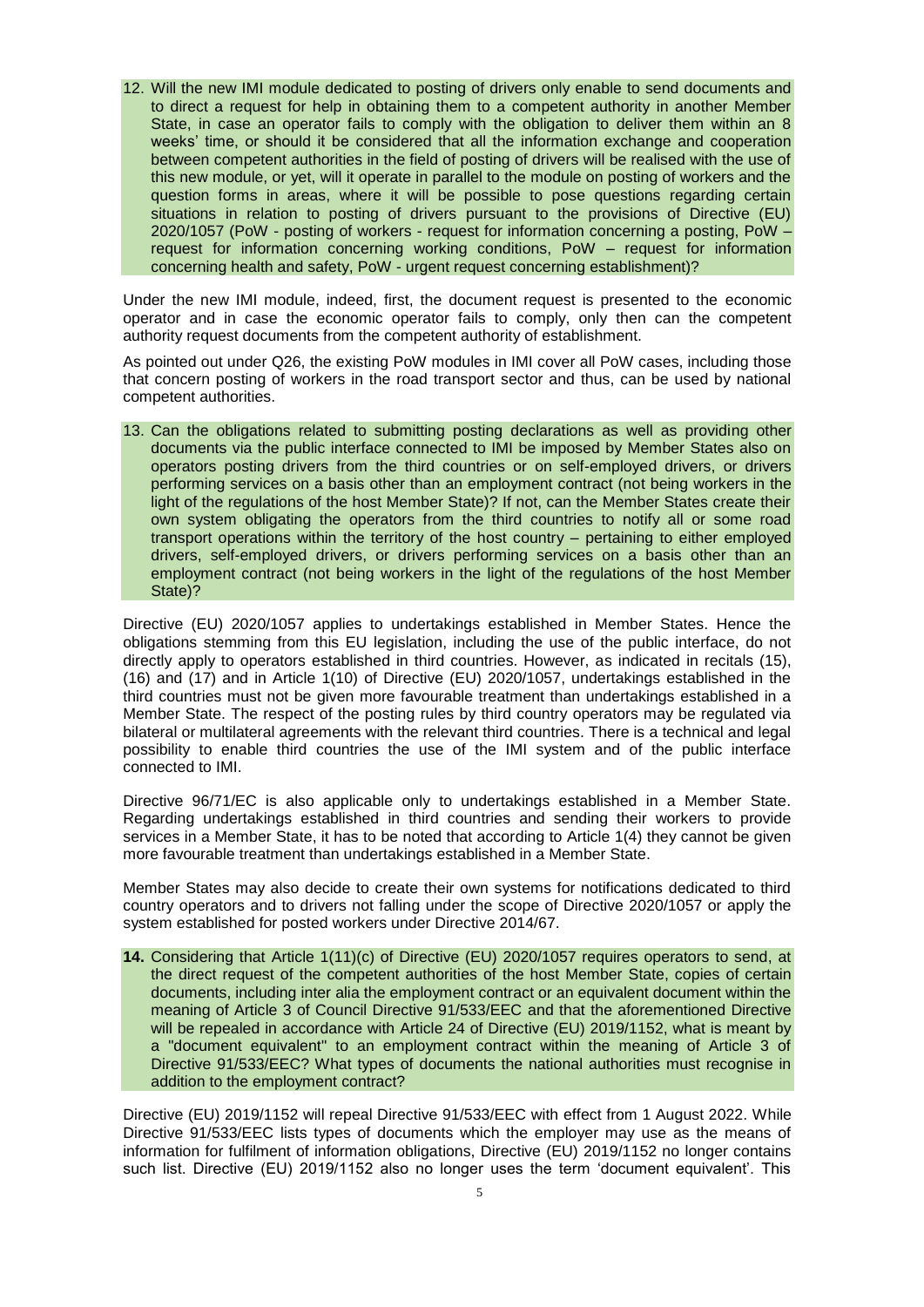12. Will the new IMI module dedicated to posting of drivers only enable to send documents and to direct a request for help in obtaining them to a competent authority in another Member State, in case an operator fails to comply with the obligation to deliver them within an 8 weeks' time, or should it be considered that all the information exchange and cooperation between competent authorities in the field of posting of drivers will be realised with the use of this new module, or yet, will it operate in parallel to the module on posting of workers and the question forms in areas, where it will be possible to pose questions regarding certain situations in relation to posting of drivers pursuant to the provisions of Directive (EU) 2020/1057 (PoW - posting of workers - request for information concerning a posting, PoW – request for information concerning working conditions, PoW – request for information concerning health and safety, PoW - urgent request concerning establishment)?

Under the new IMI module, indeed, first, the document request is presented to the economic operator and in case the economic operator fails to comply, only then can the competent authority request documents from the competent authority of establishment.

As pointed out under Q26, the existing PoW modules in IMI cover all PoW cases, including those that concern posting of workers in the road transport sector and thus, can be used by national competent authorities.

13. Can the obligations related to submitting posting declarations as well as providing other documents via the public interface connected to IMI be imposed by Member States also on operators posting drivers from the third countries or on self-employed drivers, or drivers performing services on a basis other than an employment contract (not being workers in the light of the regulations of the host Member State)? If not, can the Member States create their own system obligating the operators from the third countries to notify all or some road transport operations within the territory of the host country – pertaining to either employed drivers, self-employed drivers, or drivers performing services on a basis other than an employment contract (not being workers in the light of the regulations of the host Member State)?

Directive (EU) 2020/1057 applies to undertakings established in Member States. Hence the obligations stemming from this EU legislation, including the use of the public interface, do not directly apply to operators established in third countries. However, as indicated in recitals (15), (16) and (17) and in Article 1(10) of Directive (EU) 2020/1057, undertakings established in the third countries must not be given more favourable treatment than undertakings established in a Member State. The respect of the posting rules by third country operators may be regulated via bilateral or multilateral agreements with the relevant third countries. There is a technical and legal possibility to enable third countries the use of the IMI system and of the public interface connected to IMI.

Directive 96/71/EC is also applicable only to undertakings established in a Member State. Regarding undertakings established in third countries and sending their workers to provide services in a Member State, it has to be noted that according to Article 1(4) they cannot be given more favourable treatment than undertakings established in a Member State.

Member States may also decide to create their own systems for notifications dedicated to third country operators and to drivers not falling under the scope of Directive 2020/1057 or apply the system established for posted workers under Directive 2014/67.

**14.** Considering that Article 1(11)(c) of Directive (EU) 2020/1057 requires operators to send, at the direct request of the competent authorities of the host Member State, copies of certain documents, including inter alia the employment contract or an equivalent document within the meaning of Article 3 of Council Directive 91/533/EEC and that the aforementioned Directive will be repealed in accordance with Article 24 of Directive (EU) 2019/1152, what is meant by a "document equivalent" to an employment contract within the meaning of Article 3 of Directive 91/533/EEC? What types of documents the national authorities must recognise in addition to the employment contract?

Directive (EU) 2019/1152 will repeal Directive 91/533/EEC with effect from 1 August 2022. While Directive 91/533/EEC lists types of documents which the employer may use as the means of information for fulfilment of information obligations, Directive (EU) 2019/1152 no longer contains such list. Directive (EU) 2019/1152 also no longer uses the term 'document equivalent'. This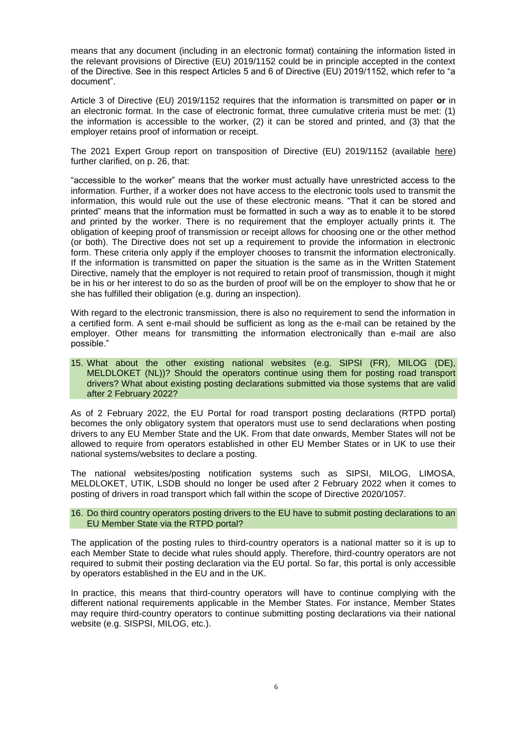means that any document (including in an electronic format) containing the information listed in the relevant provisions of Directive (EU) 2019/1152 could be in principle accepted in the context of the Directive. See in this respect Articles 5 and 6 of Directive (EU) 2019/1152, which refer to "a document".

Article 3 of Directive (EU) 2019/1152 requires that the information is transmitted on paper **or** in an electronic format. In the case of electronic format, three cumulative criteria must be met: (1) the information is accessible to the worker, (2) it can be stored and printed, and (3) that the employer retains proof of information or receipt.

The 2021 Expert Group report on transposition of Directive (EU) 2019/1152 (available here) further clarified, on p. 26, that:

"accessible to the worker" means that the worker must actually have unrestricted access to the information. Further, if a worker does not have access to the electronic tools used to transmit the information, this would rule out the use of these electronic means. "That it can be stored and printed" means that the information must be formatted in such a way as to enable it to be stored and printed by the worker. There is no requirement that the employer actually prints it. The obligation of keeping proof of transmission or receipt allows for choosing one or the other method (or both). The Directive does not set up a requirement to provide the information in electronic form. These criteria only apply if the employer chooses to transmit the information electronically. If the information is transmitted on paper the situation is the same as in the Written Statement Directive, namely that the employer is not required to retain proof of transmission, though it might be in his or her interest to do so as the burden of proof will be on the employer to show that he or she has fulfilled their obligation (e.g. during an inspection).

With regard to the electronic transmission, there is also no requirement to send the information in a certified form. A sent e-mail should be sufficient as long as the e-mail can be retained by the employer. Other means for transmitting the information electronically than e-mail are also possible."

### 15. What about the other existing national websites (e.g. SIPSI (FR), MILOG (DE), MELDLOKET (NL))? Should the operators continue using them for posting road transport drivers? What about existing posting declarations submitted via those systems that are valid after 2 February 2022?

As of 2 February 2022, the EU Portal for road transport posting declarations (RTPD portal) becomes the only obligatory system that operators must use to send declarations when posting drivers to any EU Member State and the UK. From that date onwards, Member States will not be allowed to require from operators established in other EU Member States or in UK to use their national systems/websites to declare a posting.

The national websites/posting notification systems such as SIPSI, MILOG, LIMOSA, MELDLOKET, UTIK, LSDB should no longer be used after 2 February 2022 when it comes to posting of drivers in road transport which fall within the scope of Directive 2020/1057.

### 16. Do third country operators posting drivers to the EU have to submit posting declarations to an EU Member State via the RTPD portal?

The application of the posting rules to third-country operators is a national matter so it is up to each Member State to decide what rules should apply. Therefore, third-country operators are not required to submit their posting declaration via the EU portal. So far, this portal is only accessible by operators established in the EU and in the UK.

In practice, this means that third-country operators will have to continue complying with the different national requirements applicable in the Member States. For instance, Member States may require third-country operators to continue submitting posting declarations via their national website (e.g. SISPSI, MILOG, etc.).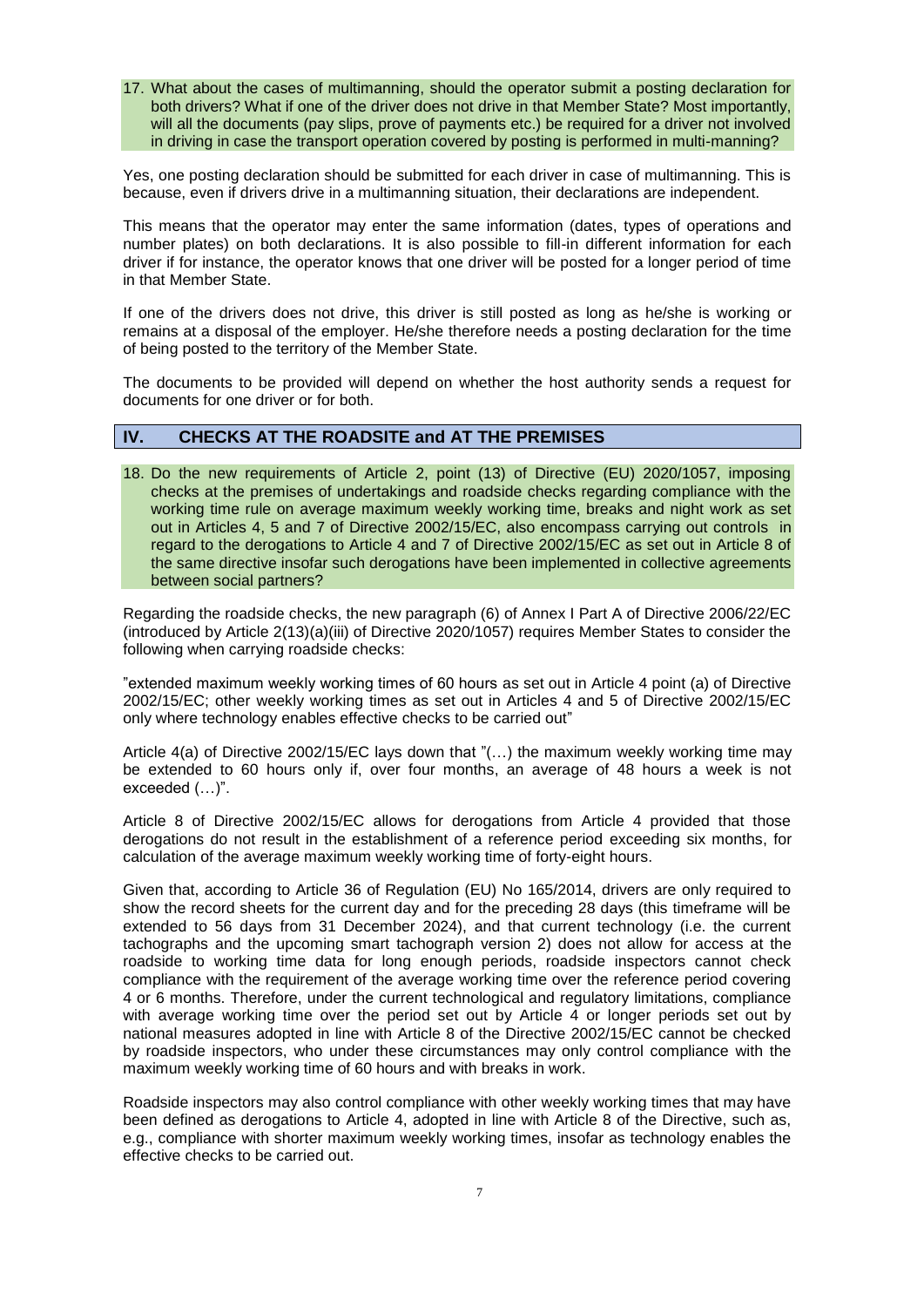**17. What about the cases of multimanning, should the operator submit a posting declaration for both drivers? What if one of the driver does not drive in that Member State? Most importantly, will all the documents (pay slips, prove of payments etc.) be required for a driver not involved in driving in case the transport operation covered by posting is performed in multi-manning?**

Yes, one posting declaration should be submitted for each driver in case of multimanning. This is because, even if drivers drive in a multimanning situation, their declarations are independent.

This means that the operator may enter the same information (dates, types of operations and number plates) on both declarations. It is also possible to fill-in different information for each driver if for instance, the operator knows that one driver will be posted for a longer period of time in that Member State.

If one of the drivers does not drive, this driver is still posted as long as he/she is working or remains at a disposal of the employer. He/she therefore needs a posting declaration for the time of being posted to the territory of the Member State.

The documents to be provided will depend on whether the host authority sends a request for documents for one driver or for both.

## IV. CHECKS AT THE ROADSITE and AT THE PREMISES

**18. Do the new requirements of Article 2, point (13) of Directive (EU) 2020/1057, imposing checks at the premises of undertakings and roadside checks regarding compliance with the working time rule on average maximum weekly working time, breaks and night work as set out in Articles 4, 5 and 7 of Directive 2002/15/EC, also encompass carrying out controls in regard to the derogations to Article 4 and 7 of Directive 2002/15/EC as set out in Article 8 of the same directive insofar such derogations have been implemented in collective agreements between social partners?**

Regarding the roadside checks, the new paragraph (6) of Annex I Part A of Directive 2006/22/EC (introduced by Article 2(13)(a)(iii) of Directive 2020/1057) requires Member States to consider the following when carrying roadside checks:

"extended maximum weekly working times of 60 hours as set out in Article 4 point (a) of Directive 2002/15/EC; other weekly working times as set out in Articles 4 and 5 of Directive 2002/15/EC only where technology enables effective checks to be carried out"

Article 4(a) of Directive 2002/15/EC lays down that "(…) the maximum weekly working time may be extended to 60 hours only if, over four months, an average of 48 hours a week is not exceeded (…)".

Article 8 of Directive 2002/15/EC allows for derogations from Article 4 provided that those derogations do not result in the establishment of a reference period exceeding six months, for calculation of the average maximum weekly working time of forty-eight hours.

Given that, according to Article 36 of Regulation (EU) No 165/2014, drivers are only required to show the record sheets for the current day and for the preceding 28 days (this timeframe will be extended to 56 days from 31 December 2024), and that current technology (i.e. the current tachographs and the upcoming smart tachograph version 2) does not allow for access at the roadside to working time data for long enough periods, roadside inspectors cannot check compliance with the requirement of the average working time over the reference period covering 4 or 6 months. Therefore, under the current technological and regulatory limitations, compliance with average working time over the period set out by Article 4 or longer periods set out by national measures adopted in line with Article 8 of the Directive 2002/15/EC cannot be checked by roadside inspectors, who under these circumstances may only control compliance with the maximum weekly working time of 60 hours and with breaks in work.

Roadside inspectors may also control compliance with other weekly working times that may have been defined as derogations to Article 4, adopted in line with Article 8 of the Directive, such as, e.g., compliance with shorter maximum weekly working times, insofar as technology enables the effective checks to be carried out.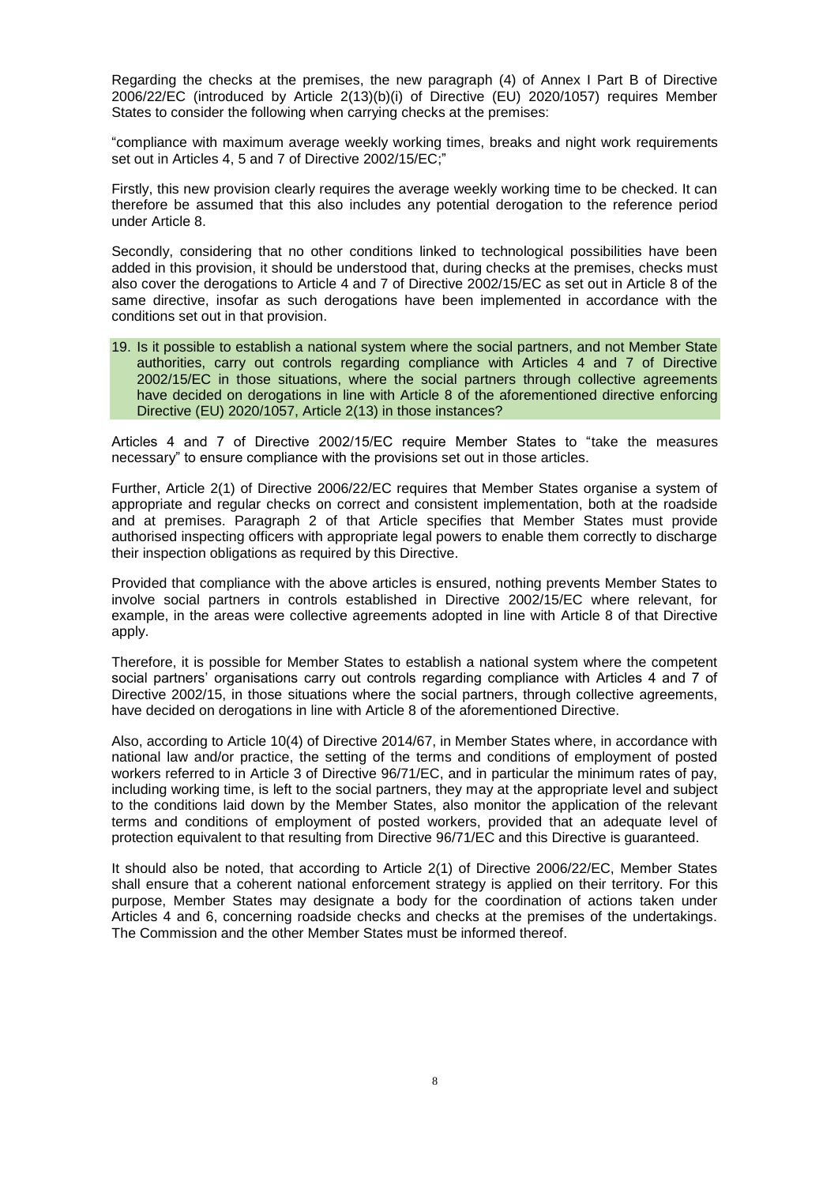Regarding the checks at the premises, the new paragraph (4) of Annex I Part B of Directive 2006/22/EC (introduced by Article 2(13)(b)(i) of Directive (EU) 2020/1057) requires Member States to consider the following when carrying checks at the premises:

"compliance with maximum average weekly working times, breaks and night work requirements set out in Articles 4, 5 and 7 of Directive 2002/15/EC;"

Firstly, this new provision clearly requires the average weekly working time to be checked. It can therefore be assumed that this also includes any potential derogation to the reference period under Article 8.

Secondly, considering that no other conditions linked to technological possibilities have been added in this provision, it should be understood that, during checks at the premises, checks must also cover the derogations to Article 4 and 7 of Directive 2002/15/EC as set out in Article 8 of the same directive, insofar as such derogations have been implemented in accordance with the conditions set out in that provision.

19. Is it possible to establish a national system where the social partners, and not Member State authorities, carry out controls regarding compliance with Articles 4 and 7 of Directive 2002/15/EC in those situations, where the social partners through collective agreements have decided on derogations in line with Article 8 of the aforementioned directive enforcing Directive (EU) 2020/1057, Article 2(13) in those instances?

Articles 4 and 7 of Directive 2002/15/EC require Member States to "take the measures necessary" to ensure compliance with the provisions set out in those articles.

Further, Article 2(1) of Directive 2006/22/EC requires that Member States organise a system of appropriate and regular checks on correct and consistent implementation, both at the roadside and at premises. Paragraph 2 of that Article specifies that Member States must provide authorised inspecting officers with appropriate legal powers to enable them correctly to discharge their inspection obligations as required by this Directive.

Provided that compliance with the above articles is ensured, nothing prevents Member States to involve social partners in controls established in Directive 2002/15/EC where relevant, for example, in the areas were collective agreements adopted in line with Article 8 of that Directive apply.

Therefore, it is possible for Member States to establish a national system where the competent social partners' organisations carry out controls regarding compliance with Articles 4 and 7 of Directive 2002/15, in those situations where the social partners, through collective agreements, have decided on derogations in line with Article 8 of the aforementioned Directive.

Also, according to Article 10(4) of Directive 2014/67, in Member States where, in accordance with national law and/or practice, the setting of the terms and conditions of employment of posted workers referred to in Article 3 of Directive 96/71/EC, and in particular the minimum rates of pay, including working time, is left to the social partners, they may at the appropriate level and subject to the conditions laid down by the Member States, also monitor the application of the relevant terms and conditions of employment of posted workers, provided that an adequate level of protection equivalent to that resulting from Directive 96/71/EC and this Directive is guaranteed.

It should also be noted, that according to Article 2(1) of Directive 2006/22/EC, Member States shall ensure that a coherent national enforcement strategy is applied on their territory. For this purpose, Member States may designate a body for the coordination of actions taken under Articles 4 and 6, concerning roadside checks and checks at the premises of the undertakings. The Commission and the other Member States must be informed thereof.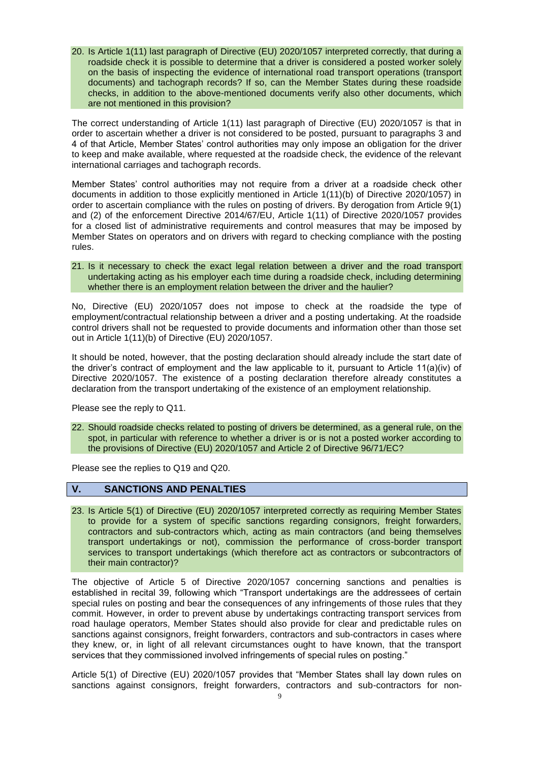20. Is Article 1(11) last paragraph of Directive (EU) 2020/1057 interpreted correctly, that during a roadside check it is possible to determine that a driver is considered a posted worker solely on the basis of inspecting the evidence of international road transport operations (transport documents) and tachograph records? If so, can the Member States during these roadside checks, in addition to the above-mentioned documents verify also other documents, which are not mentioned in this provision?

The correct understanding of Article 1(11) last paragraph of Directive (EU) 2020/1057 is that in order to ascertain whether a driver is not considered to be posted, pursuant to paragraphs 3 and 4 of that Article, Member States' control authorities may only impose an obligation for the driver to keep and make available, where requested at the roadside check, the evidence of the relevant international carriages and tachograph records.

Member States' control authorities may not require from a driver at a roadside check other documents in addition to those explicitly mentioned in Article 1(11)(b) of Directive 2020/1057) in order to ascertain compliance with the rules on posting of drivers. By derogation from Article 9(1) and (2) of the enforcement Directive 2014/67/EU, Article 1(11) of Directive 2020/1057 provides for a closed list of administrative requirements and control measures that may be imposed by Member States on operators and on drivers with regard to checking compliance with the posting rules.

21. Is it necessary to check the exact legal relation between a driver and the road transport undertaking acting as his employer each time during a roadside check, including determining whether there is an employment relation between the driver and the haulier?

No, Directive (EU) 2020/1057 does not impose to check at the roadside the type of employment/contractual relationship between a driver and a posting undertaking. At the roadside control drivers shall not be requested to provide documents and information other than those set out in Article 1(11)(b) of Directive (EU) 2020/1057.

It should be noted, however, that the posting declaration should already include the start date of the driver's contract of employment and the law applicable to it, pursuant to Article 11(a)(iv) of Directive 2020/1057. The existence of a posting declaration therefore already constitutes a declaration from the transport undertaking of the existence of an employment relationship.

Please see the reply to Q11.

22. Should roadside checks related to posting of drivers be determined, as a general rule, on the spot, in particular with reference to whether a driver is or is not a posted worker according to the provisions of Directive (EU) 2020/1057 and Article 2 of Directive 96/71/EC?

Please see the replies to Q19 and Q20.

## V. SANCTIONS AND PENALTIES

23. Is Article 5(1) of Directive (EU) 2020/1057 interpreted correctly as requiring Member States to provide for a system of specific sanctions regarding consignors, freight forwarders, contractors and sub-contractors which, acting as main contractors (and being themselves transport undertakings or not), commission the performance of cross-border transport services to transport undertakings (which therefore act as contractors or subcontractors of their main contractor)?

The objective of Article 5 of Directive 2020/1057 concerning sanctions and penalties is established in recital 39, following which "Transport undertakings are the addressees of certain special rules on posting and bear the consequences of any infringements of those rules that they commit. However, in order to prevent abuse by undertakings contracting transport services from road haulage operators, Member States should also provide for clear and predictable rules on sanctions against consignors, freight forwarders, contractors and sub-contractors in cases where they knew, or, in light of all relevant circumstances ought to have known, that the transport services that they commissioned involved infringements of special rules on posting."

Article 5(1) of Directive (EU) 2020/1057 provides that "Member States shall lay down rules on sanctions against consignors, freight forwarders, contractors and sub-contractors for non-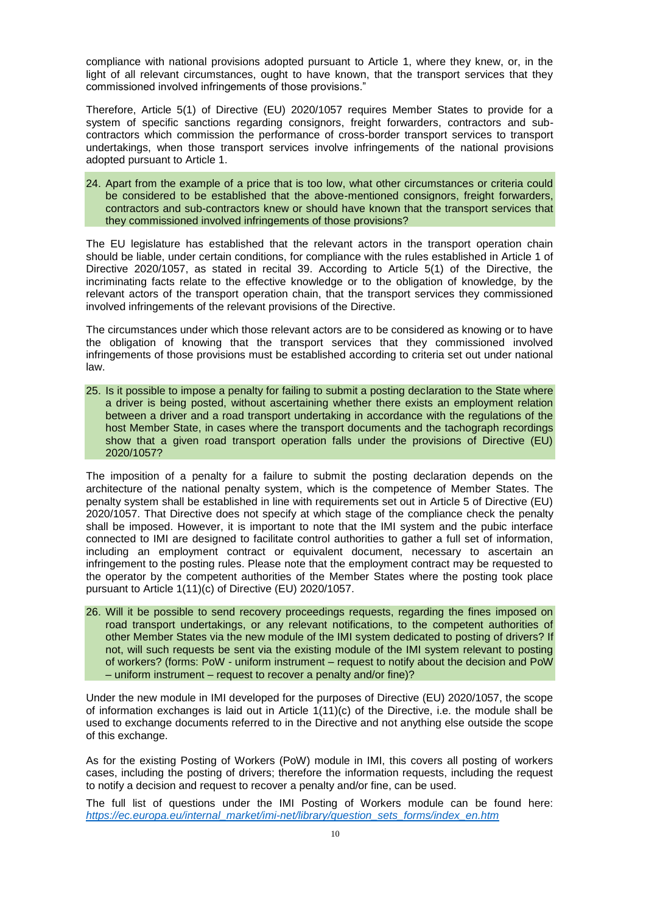compliance with national provisions adopted pursuant to Article 1, where they knew, or, in the light of all relevant circumstances, ought to have known, that the transport services that they commissioned involved infringements of those provisions."

Therefore, Article 5(1) of Directive (EU) 2020/1057 requires Member States to provide for a system of specific sanctions regarding consignors, freight forwarders, contractors and sub-contractors which commission the performance of cross-border transport services to transport undertakings, when those transport services involve infringements of the national provisions adopted pursuant to Article 1.

24. Apart from the example of a price that is too low, what other circumstances or criteria could be considered to be established that the above-mentioned consignors, freight forwarders, contractors and sub-contractors knew or should have known that the transport services that they commissioned involved infringements of those provisions?

The EU legislature has established that the relevant actors in the transport operation chain should be liable, under certain conditions, for compliance with the rules established in Article 1 of Directive 2020/1057, as stated in recital 39. According to Article 5(1) of the Directive, the incriminating facts relate to the effective knowledge or to the obligation of knowledge, by the relevant actors of the transport operation chain, that the transport services they commissioned involved infringements of the relevant provisions of the Directive.

The circumstances under which those relevant actors are to be considered as knowing or to have the obligation of knowing that the transport services that they commissioned involved infringements of those provisions must be established according to criteria set out under national law.

25. Is it possible to impose a penalty for failing to submit a posting declaration to the State where a driver is being posted, without ascertaining whether there exists an employment relation between a driver and a road transport undertaking in accordance with the regulations of the host Member State, in cases where the transport documents and the tachograph recordings show that a given road transport operation falls under the provisions of Directive (EU) 2020/1057?

The imposition of a penalty for a failure to submit the posting declaration depends on the architecture of the national penalty system, which is the competence of Member States. The penalty system shall be established in line with requirements set out in Article 5 of Directive (EU) 2020/1057. That Directive does not specify at which stage of the compliance check the penalty shall be imposed. However, it is important to note that the IMI system and the pubic interface connected to IMI are designed to facilitate control authorities to gather a full set of information, including an employment contract or equivalent document, necessary to ascertain an infringement to the posting rules. Please note that the employment contract may be requested to the operator by the competent authorities of the Member States where the posting took place pursuant to Article 1(11)(c) of Directive (EU) 2020/1057.

26. Will it be possible to send recovery proceedings requests, regarding the fines imposed on road transport undertakings, or any relevant notifications, to the competent authorities of other Member States via the new module of the IMI system dedicated to posting of drivers? If not, will such requests be sent via the existing module of the IMI system relevant to posting of workers? (forms: PoW - uniform instrument – request to notify about the decision and PoW – uniform instrument – request to recover a penalty and/or fine)?

Under the new module in IMI developed for the purposes of Directive (EU) 2020/1057, the scope of information exchanges is laid out in Article 1(11)(c) of the Directive, i.e. the module shall be used to exchange documents referred to in the Directive and not anything else outside the scope of this exchange.

As for the existing Posting of Workers (PoW) module in IMI, this covers all posting of workers cases, including the posting of drivers; therefore the information requests, including the request to notify a decision and request to recover a penalty and/or fine, can be used.

The full list of questions under the IMI Posting of Workers module can be found here: *https://ec.europa.eu/internal_market/imi-net/library/question_sets_forms/index_en.htm*